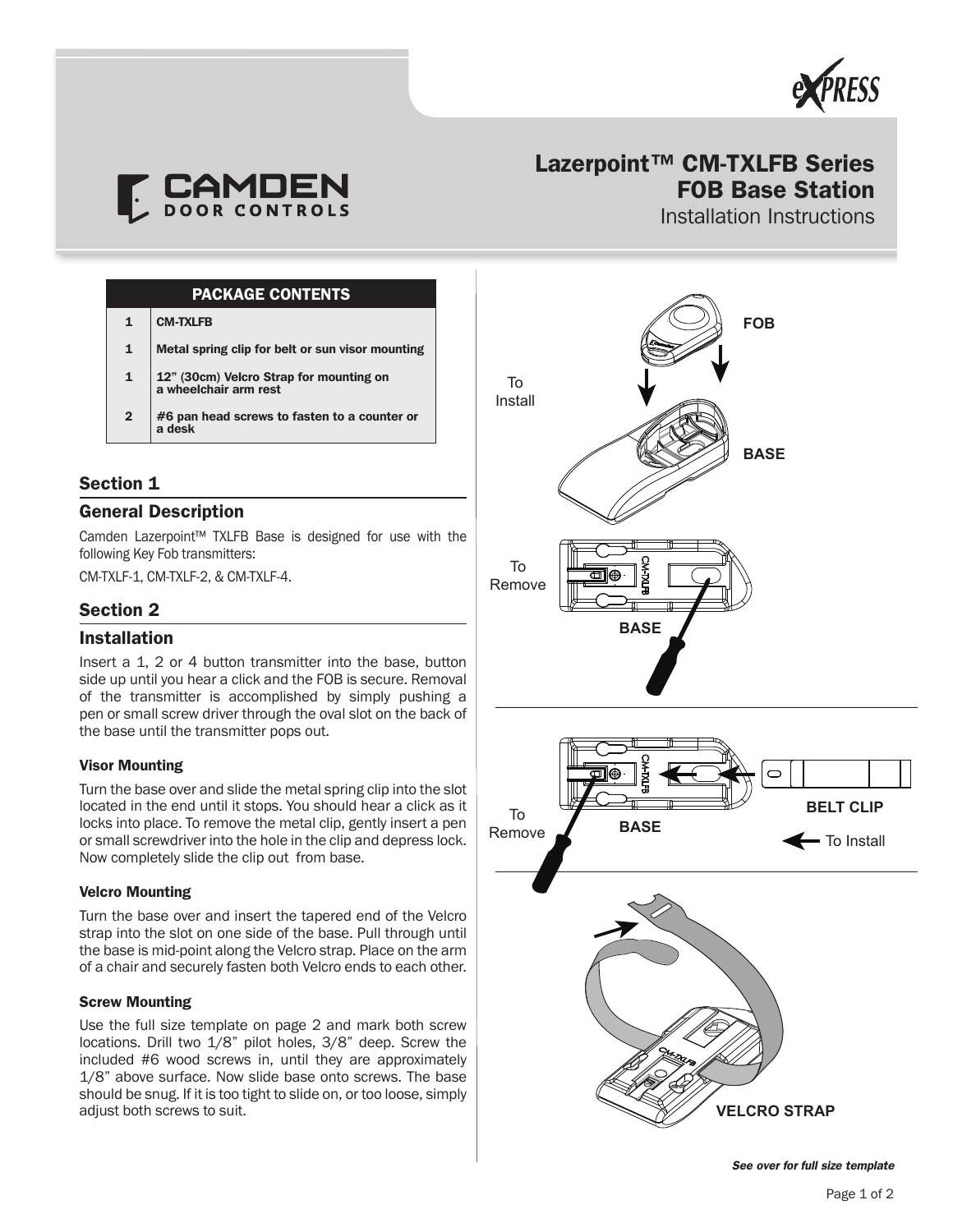# Lazerpoint™ CM-TXLFB Series FOB Base Station

Installation Instructions

| PACKAGE CONTENTS | |
|---|---|
| 1 | CM-TXLFB |
| 1 | Metal spring clip for belt or sun visor mounting |
| 1 | 12" (30cm) Velcro Strap for mounting on a wheelchair arm rest |
| 2 | #6 pan head screws to fasten to a counter or a desk |

## Section 1

### General Description

Camden Lazerpoint™ TXLFB Base is designed for use with the following Key Fob transmitters:

CM-TXLF-1, CM-TXLF-2, & CM-TXLF-4.

## Section 2

### Installation

Insert a 1, 2 or 4 button transmitter into the base, button side up until you hear a click and the FOB is secure. Removal of the transmitter is accomplished by simply pushing a pen or small screw driver through the oval slot on the back of the base until the transmitter pops out.

#### Visor Mounting

Turn the base over and slide the metal spring clip into the slot located in the end until it stops. You should hear a click as it locks into place. To remove the metal clip, gently insert a pen or small screwdriver into the hole in the clip and depress lock. Now completely slide the clip out from base.

#### Velcro Mounting

Turn the base over and insert the tapered end of the Velcro strap into the slot on one side of the base. Pull through until the base is mid-point along the Velcro strap. Place on the arm of a chair and securely fasten both Velcro ends to each other.

#### Screw Mounting

Use the full size template on page 2 and mark both screw locations. Drill two 1/8" pilot holes, 3/8" deep. Screw the included #6 wood screws in, until they are approximately 1/8" above surface. Now slide base onto screws. The base should be snug. If it is too tight to slide on, or too loose, simply adjust both screws to suit.

FOB

To Install

BASE

To Remove

BASE

To Remove

BASE

BELT CLIP

To Install

VELCRO STRAP

*See over for full size template*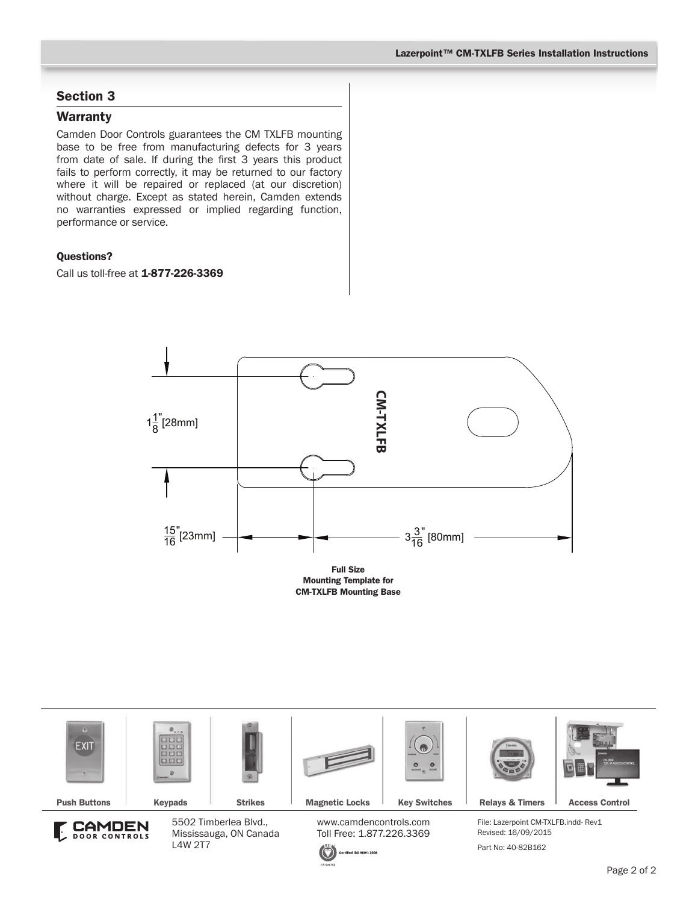## Section 3

### Warranty

Camden Door Controls guarantees the CM TXLFB mounting base to be free from manufacturing defects for 3 years from date of sale. If during the first 3 years this product fails to perform correctly, it may be returned to our factory where it will be repaired or replaced (at our discretion) without charge. Except as stated herein, Camden extends no warranties expressed or implied regarding function, performance or service.

**Questions?**

Call us toll-free at **1-877-226-3369**

CM-TXLFB

$1\frac{1}{8}$" [28mm]

$\frac{15}{16}$" [23mm]

$3\frac{3}{16}$" [80mm]

**Full Size Mounting Template for CM-TXLFB Mounting Base**

Push Buttons | Keypads | Strikes | Magnetic Locks | Key Switches | Relays & Timers | Access Control

CAMDEN DOOR CONTROLS

5502 Timberlea Blvd.,
Mississauga, ON Canada
L4W 2T7

www.camdencontrols.com
Toll Free: 1.877.226.3369

Certified ISO 9001: 2008

File: Lazerpoint CM-TXLFB.indd- Rev1
Revised: 16/09/2015

Part No: 40-82B162